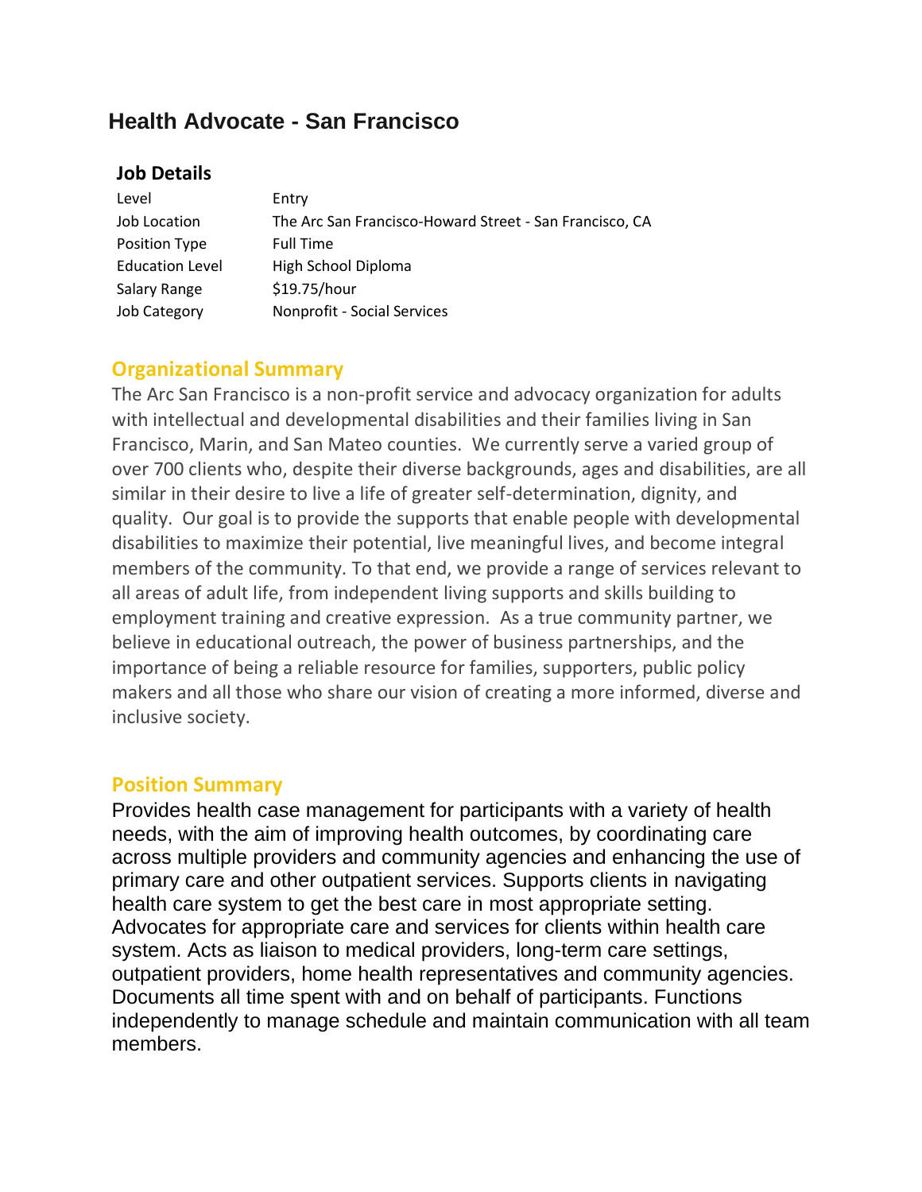# Health Advocate - San Francisco

## Job Details

| | |
|---|---|
| Level | Entry |
| Job Location | The Arc San Francisco-Howard Street - San Francisco, CA |
| Position Type | Full Time |
| Education Level | High School Diploma |
| Salary Range | $19.75/hour |
| Job Category | Nonprofit - Social Services |

## Organizational Summary

The Arc San Francisco is a non-profit service and advocacy organization for adults with intellectual and developmental disabilities and their families living in San Francisco, Marin, and San Mateo counties. We currently serve a varied group of over 700 clients who, despite their diverse backgrounds, ages and disabilities, are all similar in their desire to live a life of greater self-determination, dignity, and quality. Our goal is to provide the supports that enable people with developmental disabilities to maximize their potential, live meaningful lives, and become integral members of the community. To that end, we provide a range of services relevant to all areas of adult life, from independent living supports and skills building to employment training and creative expression. As a true community partner, we believe in educational outreach, the power of business partnerships, and the importance of being a reliable resource for families, supporters, public policy makers and all those who share our vision of creating a more informed, diverse and inclusive society.

## Position Summary

Provides health case management for participants with a variety of health needs, with the aim of improving health outcomes, by coordinating care across multiple providers and community agencies and enhancing the use of primary care and other outpatient services. Supports clients in navigating health care system to get the best care in most appropriate setting. Advocates for appropriate care and services for clients within health care system. Acts as liaison to medical providers, long-term care settings, outpatient providers, home health representatives and community agencies. Documents all time spent with and on behalf of participants. Functions independently to manage schedule and maintain communication with all team members.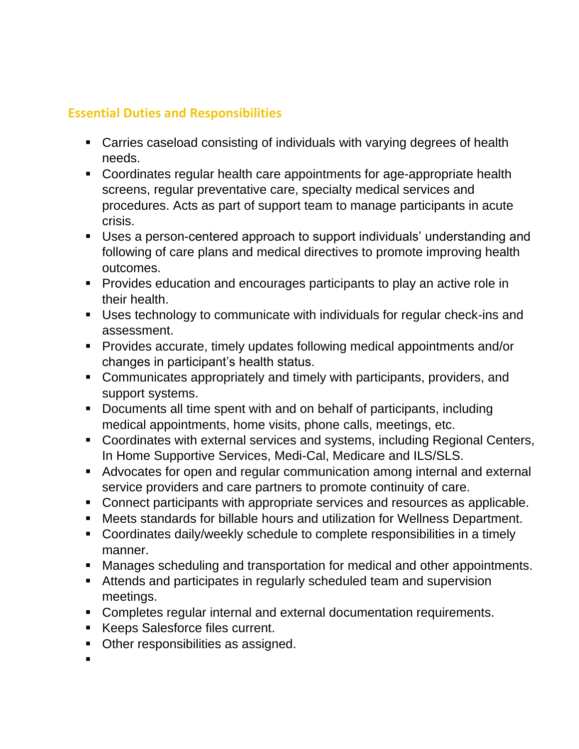## Essential Duties and Responsibilities

- Carries caseload consisting of individuals with varying degrees of health needs.
- Coordinates regular health care appointments for age-appropriate health screens, regular preventative care, specialty medical services and procedures. Acts as part of support team to manage participants in acute crisis.
- Uses a person-centered approach to support individuals' understanding and following of care plans and medical directives to promote improving health outcomes.
- Provides education and encourages participants to play an active role in their health.
- Uses technology to communicate with individuals for regular check-ins and assessment.
- Provides accurate, timely updates following medical appointments and/or changes in participant's health status.
- Communicates appropriately and timely with participants, providers, and support systems.
- Documents all time spent with and on behalf of participants, including medical appointments, home visits, phone calls, meetings, etc.
- Coordinates with external services and systems, including Regional Centers, In Home Supportive Services, Medi-Cal, Medicare and ILS/SLS.
- Advocates for open and regular communication among internal and external service providers and care partners to promote continuity of care.
- Connect participants with appropriate services and resources as applicable.
- Meets standards for billable hours and utilization for Wellness Department.
- Coordinates daily/weekly schedule to complete responsibilities in a timely manner.
- Manages scheduling and transportation for medical and other appointments.
- Attends and participates in regularly scheduled team and supervision meetings.
- Completes regular internal and external documentation requirements.
- Keeps Salesforce files current.
- Other responsibilities as assigned.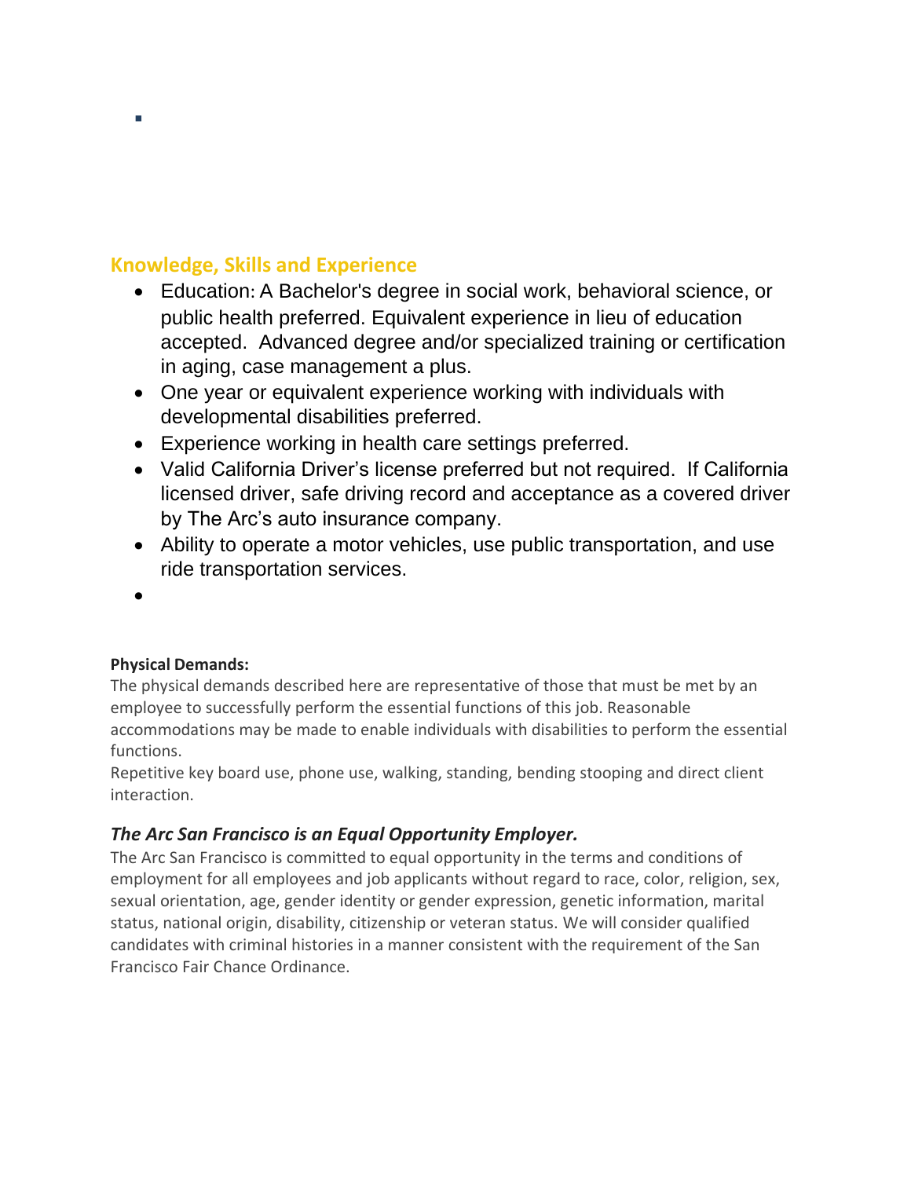## Knowledge, Skills and Experience

- Education: A Bachelor's degree in social work, behavioral science, or public health preferred. Equivalent experience in lieu of education accepted. Advanced degree and/or specialized training or certification in aging, case management a plus.
- One year or equivalent experience working with individuals with developmental disabilities preferred.
- Experience working in health care settings preferred.
- Valid California Driver's license preferred but not required. If California licensed driver, safe driving record and acceptance as a covered driver by The Arc's auto insurance company.
- Ability to operate a motor vehicles, use public transportation, and use ride transportation services.

**Physical Demands:**

The physical demands described here are representative of those that must be met by an employee to successfully perform the essential functions of this job. Reasonable accommodations may be made to enable individuals with disabilities to perform the essential functions.

Repetitive key board use, phone use, walking, standing, bending stooping and direct client interaction.

### *The Arc San Francisco is an Equal Opportunity Employer.*

The Arc San Francisco is committed to equal opportunity in the terms and conditions of employment for all employees and job applicants without regard to race, color, religion, sex, sexual orientation, age, gender identity or gender expression, genetic information, marital status, national origin, disability, citizenship or veteran status. We will consider qualified candidates with criminal histories in a manner consistent with the requirement of the San Francisco Fair Chance Ordinance.